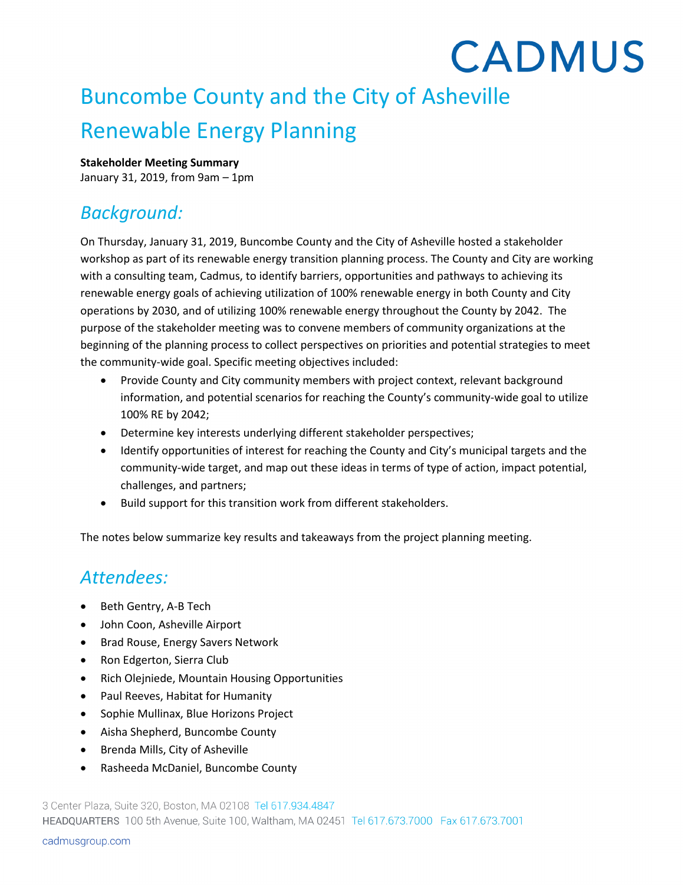# Buncombe County and the City of Asheville Renewable Energy Planning

**Stakeholder Meeting Summary**
January 31, 2019, from 9am – 1pm

## *Background:*

On Thursday, January 31, 2019, Buncombe County and the City of Asheville hosted a stakeholder workshop as part of its renewable energy transition planning process. The County and City are working with a consulting team, Cadmus, to identify barriers, opportunities and pathways to achieving its renewable energy goals of achieving utilization of 100% renewable energy in both County and City operations by 2030, and of utilizing 100% renewable energy throughout the County by 2042. The purpose of the stakeholder meeting was to convene members of community organizations at the beginning of the planning process to collect perspectives on priorities and potential strategies to meet the community-wide goal. Specific meeting objectives included:

- Provide County and City community members with project context, relevant background information, and potential scenarios for reaching the County's community-wide goal to utilize 100% RE by 2042;
- Determine key interests underlying different stakeholder perspectives;
- Identify opportunities of interest for reaching the County and City's municipal targets and the community-wide target, and map out these ideas in terms of type of action, impact potential, challenges, and partners;
- Build support for this transition work from different stakeholders.

The notes below summarize key results and takeaways from the project planning meeting.

## *Attendees:*

- Beth Gentry, A-B Tech
- John Coon, Asheville Airport
- Brad Rouse, Energy Savers Network
- Ron Edgerton, Sierra Club
- Rich Olejniede, Mountain Housing Opportunities
- Paul Reeves, Habitat for Humanity
- Sophie Mullinax, Blue Horizons Project
- Aisha Shepherd, Buncombe County
- Brenda Mills, City of Asheville
- Rasheeda McDaniel, Buncombe County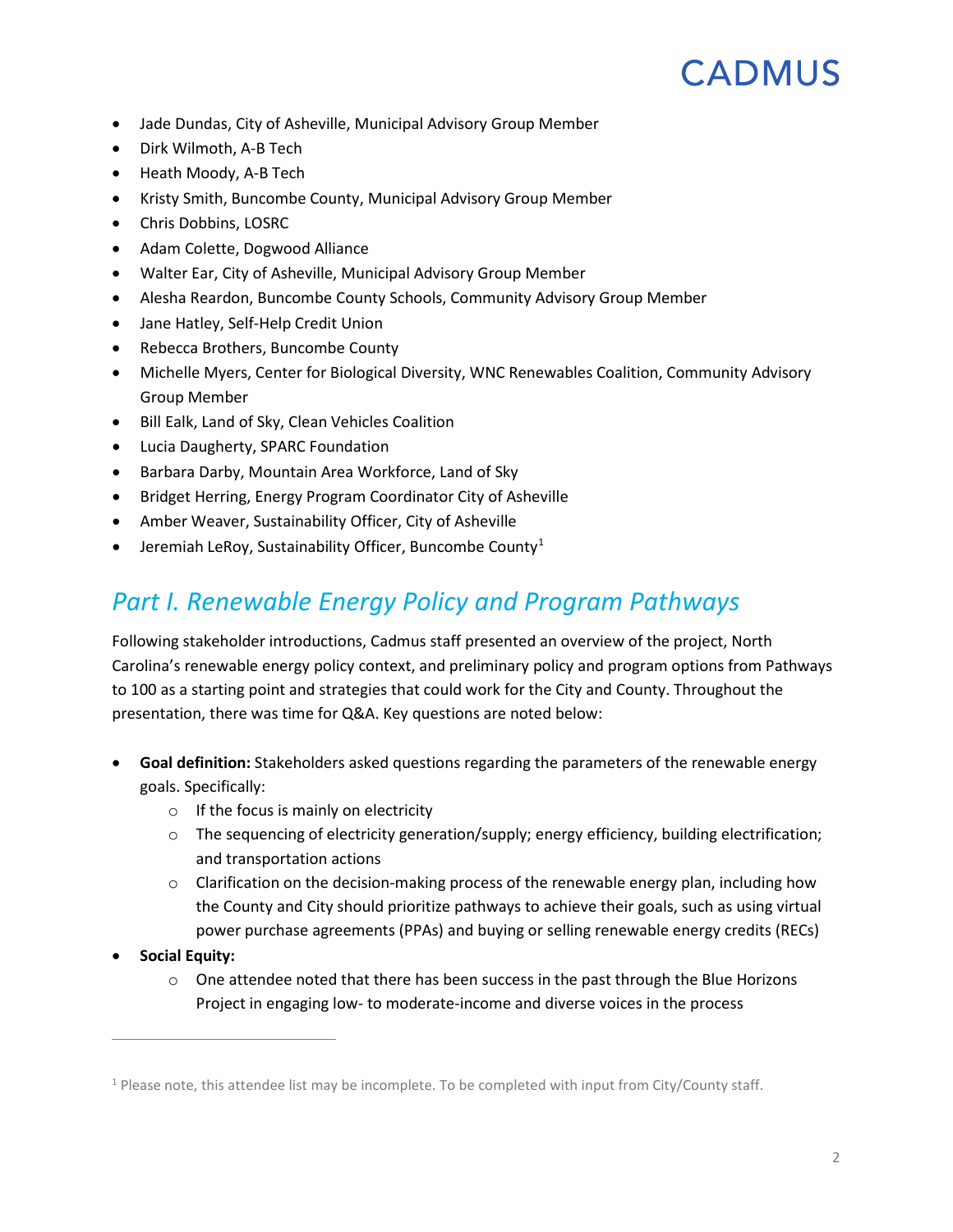- Jade Dundas, City of Asheville, Municipal Advisory Group Member
- Dirk Wilmoth, A-B Tech
- Heath Moody, A-B Tech
- Kristy Smith, Buncombe County, Municipal Advisory Group Member
- Chris Dobbins, LOSRC
- Adam Colette, Dogwood Alliance
- Walter Ear, City of Asheville, Municipal Advisory Group Member
- Alesha Reardon, Buncombe County Schools, Community Advisory Group Member
- Jane Hatley, Self-Help Credit Union
- Rebecca Brothers, Buncombe County
- Michelle Myers, Center for Biological Diversity, WNC Renewables Coalition, Community Advisory Group Member
- Bill Ealk, Land of Sky, Clean Vehicles Coalition
- Lucia Daugherty, SPARC Foundation
- Barbara Darby, Mountain Area Workforce, Land of Sky
- Bridget Herring, Energy Program Coordinator City of Asheville
- Amber Weaver, Sustainability Officer, City of Asheville
- Jeremiah LeRoy, Sustainability Officer, Buncombe County[1]

## *Part I. Renewable Energy Policy and Program Pathways*

Following stakeholder introductions, Cadmus staff presented an overview of the project, North Carolina's renewable energy policy context, and preliminary policy and program options from Pathways to 100 as a starting point and strategies that could work for the City and County. Throughout the presentation, there was time for Q&A. Key questions are noted below:

- **Goal definition:** Stakeholders asked questions regarding the parameters of the renewable energy goals. Specifically:
  - If the focus is mainly on electricity
  - The sequencing of electricity generation/supply; energy efficiency, building electrification; and transportation actions
  - Clarification on the decision-making process of the renewable energy plan, including how the County and City should prioritize pathways to achieve their goals, such as using virtual power purchase agreements (PPAs) and buying or selling renewable energy credits (RECs)
- **Social Equity:**
  - One attendee noted that there has been success in the past through the Blue Horizons Project in engaging low- to moderate-income and diverse voices in the process

[1] Please note, this attendee list may be incomplete. To be completed with input from City/County staff.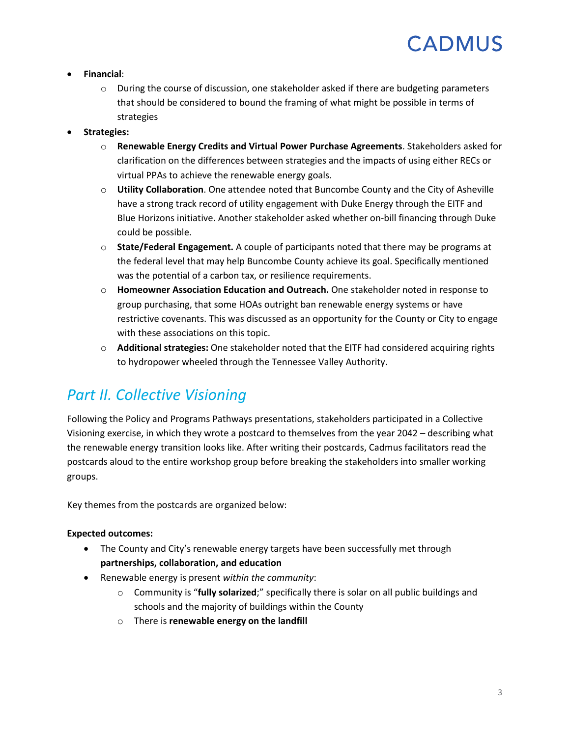- **Financial**:
    - During the course of discussion, one stakeholder asked if there are budgeting parameters that should be considered to bound the framing of what might be possible in terms of strategies
- **Strategies:**
    - **Renewable Energy Credits and Virtual Power Purchase Agreements**. Stakeholders asked for clarification on the differences between strategies and the impacts of using either RECs or virtual PPAs to achieve the renewable energy goals.
    - **Utility Collaboration**. One attendee noted that Buncombe County and the City of Asheville have a strong track record of utility engagement with Duke Energy through the EITF and Blue Horizons initiative. Another stakeholder asked whether on-bill financing through Duke could be possible.
    - **State/Federal Engagement.** A couple of participants noted that there may be programs at the federal level that may help Buncombe County achieve its goal. Specifically mentioned was the potential of a carbon tax, or resilience requirements.
    - **Homeowner Association Education and Outreach.** One stakeholder noted in response to group purchasing, that some HOAs outright ban renewable energy systems or have restrictive covenants. This was discussed as an opportunity for the County or City to engage with these associations on this topic.
    - **Additional strategies:** One stakeholder noted that the EITF had considered acquiring rights to hydropower wheeled through the Tennessee Valley Authority.

## *Part II. Collective Visioning*

Following the Policy and Programs Pathways presentations, stakeholders participated in a Collective Visioning exercise, in which they wrote a postcard to themselves from the year 2042 – describing what the renewable energy transition looks like. After writing their postcards, Cadmus facilitators read the postcards aloud to the entire workshop group before breaking the stakeholders into smaller working groups.

Key themes from the postcards are organized below:

**Expected outcomes:**

- The County and City's renewable energy targets have been successfully met through **partnerships, collaboration, and education**
- Renewable energy is present *within the community*:
    - Community is "**fully solarized**;" specifically there is solar on all public buildings and schools and the majority of buildings within the County
    - There is **renewable energy on the landfill**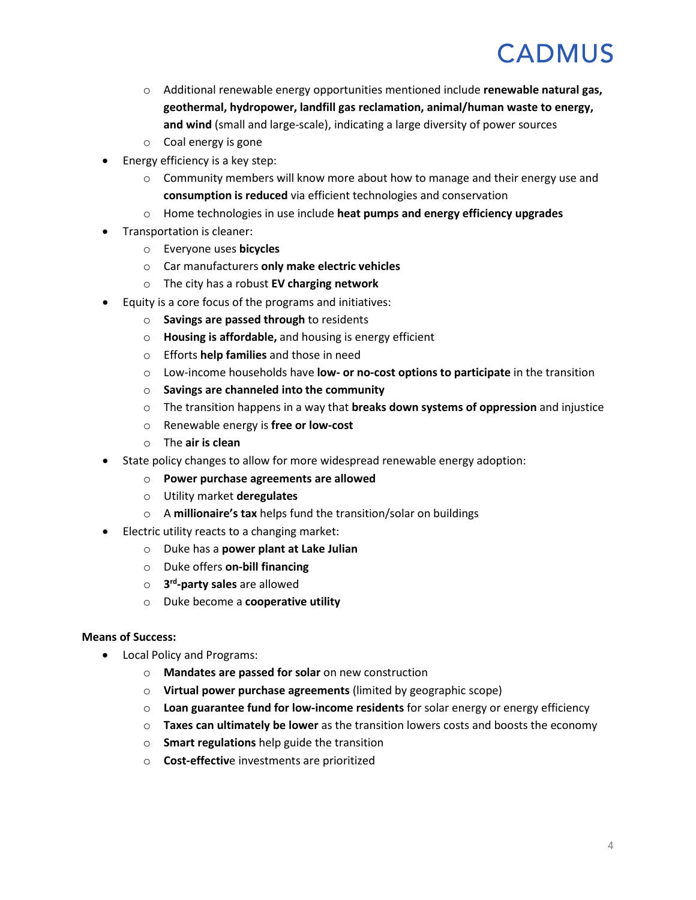- Additional renewable energy opportunities mentioned include **renewable natural gas, geothermal, hydropower, landfill gas reclamation, animal/human waste to energy, and wind** (small and large-scale), indicating a large diversity of power sources
  - Coal energy is gone
- Energy efficiency is a key step:
  - Community members will know more about how to manage and their energy use and **consumption is reduced** via efficient technologies and conservation
  - Home technologies in use include **heat pumps and energy efficiency upgrades**
- Transportation is cleaner:
  - Everyone uses **bicycles**
  - Car manufacturers **only make electric vehicles**
  - The city has a robust **EV charging network**
- Equity is a core focus of the programs and initiatives:
  - **Savings are passed through** to residents
  - **Housing is affordable,** and housing is energy efficient
  - Efforts **help families** and those in need
  - Low-income households have **low- or no-cost options to participate** in the transition
  - **Savings are channeled into the community**
  - The transition happens in a way that **breaks down systems of oppression** and injustice
  - Renewable energy is **free or low-cost**
  - The **air is clean**
- State policy changes to allow for more widespread renewable energy adoption:
  - **Power purchase agreements are allowed**
  - Utility market **deregulates**
  - A **millionaire's tax** helps fund the transition/solar on buildings
- Electric utility reacts to a changing market:
  - Duke has a **power plant at Lake Julian**
  - Duke offers **on-bill financing**
  - **3rd-party sales** are allowed
  - Duke become a **cooperative utility**

**Means of Success:**

- Local Policy and Programs:
  - **Mandates are passed for solar** on new construction
  - **Virtual power purchase agreements** (limited by geographic scope)
  - **Loan guarantee fund for low-income residents** for solar energy or energy efficiency
  - **Taxes can ultimately be lower** as the transition lowers costs and boosts the economy
  - **Smart regulations** help guide the transition
  - **Cost-effectiv**e investments are prioritized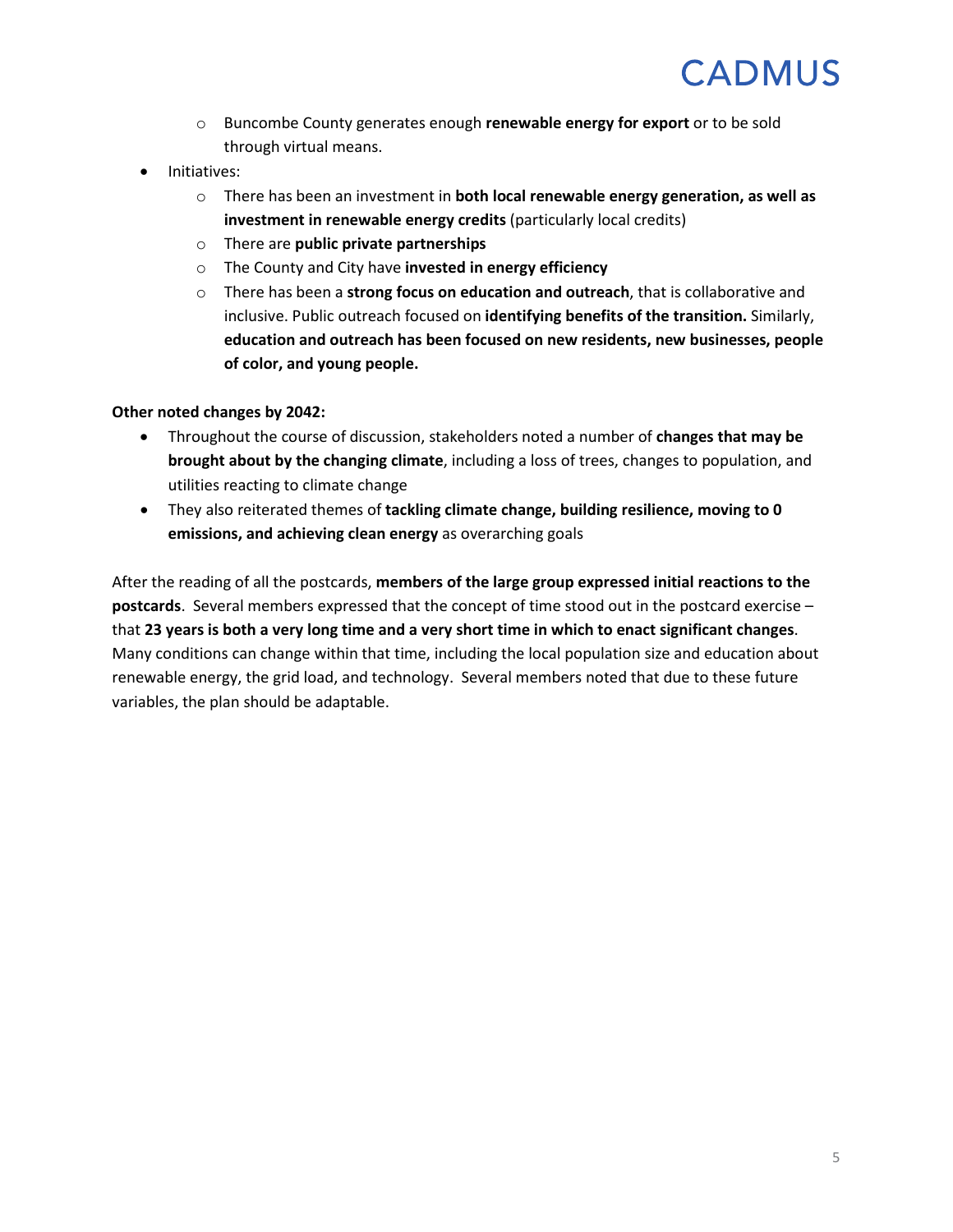- Buncombe County generates enough **renewable energy for export** or to be sold through virtual means.
- Initiatives:
    - There has been an investment in **both local renewable energy generation, as well as investment in renewable energy credits** (particularly local credits)
    - There are **public private partnerships**
    - The County and City have **invested in energy efficiency**
    - There has been a **strong focus on education and outreach**, that is collaborative and inclusive. Public outreach focused on **identifying benefits of the transition.** Similarly, **education and outreach has been focused on new residents, new businesses, people of color, and young people.**

**Other noted changes by 2042:**

- Throughout the course of discussion, stakeholders noted a number of **changes that may be brought about by the changing climate**, including a loss of trees, changes to population, and utilities reacting to climate change
- They also reiterated themes of **tackling climate change, building resilience, moving to 0 emissions, and achieving clean energy** as overarching goals

After the reading of all the postcards, **members of the large group expressed initial reactions to the postcards**. Several members expressed that the concept of time stood out in the postcard exercise – that **23 years is both a very long time and a very short time in which to enact significant changes**. Many conditions can change within that time, including the local population size and education about renewable energy, the grid load, and technology. Several members noted that due to these future variables, the plan should be adaptable.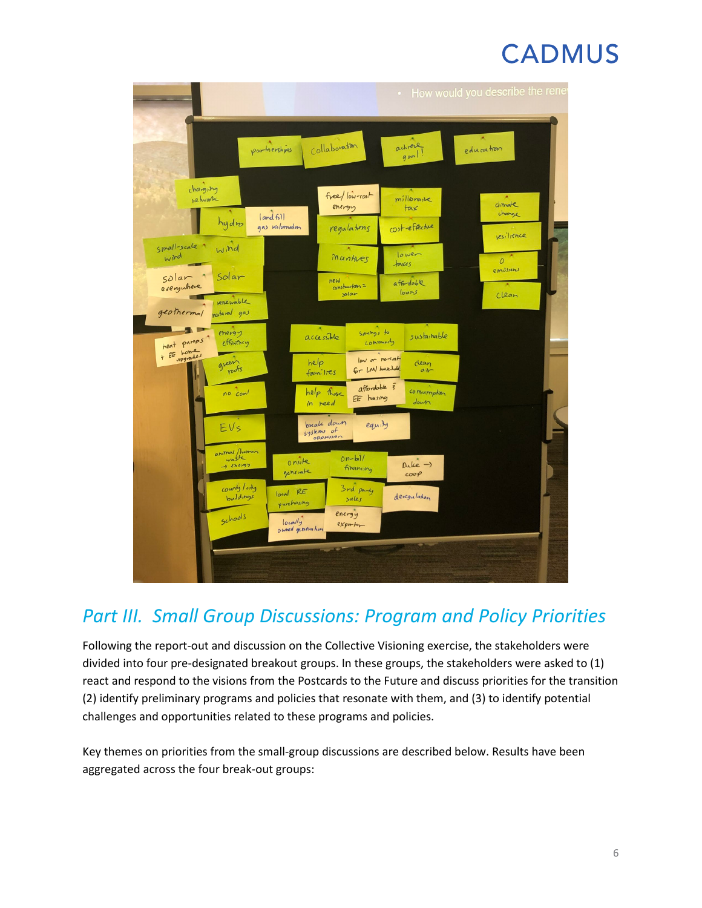## Part III. Small Group Discussions: Program and Policy Priorities

Following the report-out and discussion on the Collective Visioning exercise, the stakeholders were divided into four pre-designated breakout groups. In these groups, the stakeholders were asked to (1) react and respond to the visions from the Postcards to the Future and discuss priorities for the transition (2) identify preliminary programs and policies that resonate with them, and (3) to identify potential challenges and opportunities related to these programs and policies.

Key themes on priorities from the small-group discussions are described below. Results have been aggregated across the four break-out groups: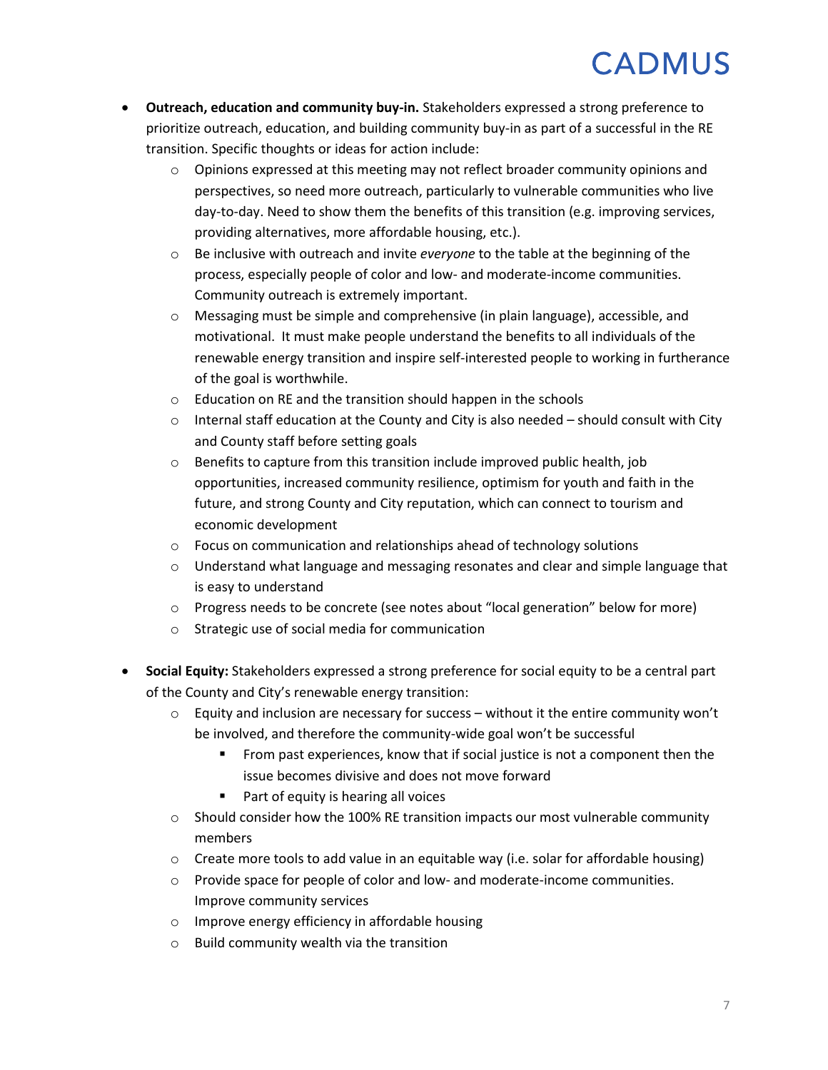- **Outreach, education and community buy-in.** Stakeholders expressed a strong preference to prioritize outreach, education, and building community buy-in as part of a successful in the RE transition. Specific thoughts or ideas for action include:
  - Opinions expressed at this meeting may not reflect broader community opinions and perspectives, so need more outreach, particularly to vulnerable communities who live day-to-day. Need to show them the benefits of this transition (e.g. improving services, providing alternatives, more affordable housing, etc.).
  - Be inclusive with outreach and invite *everyone* to the table at the beginning of the process, especially people of color and low- and moderate-income communities. Community outreach is extremely important.
  - Messaging must be simple and comprehensive (in plain language), accessible, and motivational. It must make people understand the benefits to all individuals of the renewable energy transition and inspire self-interested people to working in furtherance of the goal is worthwhile.
  - Education on RE and the transition should happen in the schools
  - Internal staff education at the County and City is also needed – should consult with City and County staff before setting goals
  - Benefits to capture from this transition include improved public health, job opportunities, increased community resilience, optimism for youth and faith in the future, and strong County and City reputation, which can connect to tourism and economic development
  - Focus on communication and relationships ahead of technology solutions
  - Understand what language and messaging resonates and clear and simple language that is easy to understand
  - Progress needs to be concrete (see notes about "local generation" below for more)
  - Strategic use of social media for communication

- **Social Equity:** Stakeholders expressed a strong preference for social equity to be a central part of the County and City's renewable energy transition:
  - Equity and inclusion are necessary for success – without it the entire community won't be involved, and therefore the community-wide goal won't be successful
    - From past experiences, know that if social justice is not a component then the issue becomes divisive and does not move forward
    - Part of equity is hearing all voices
  - Should consider how the 100% RE transition impacts our most vulnerable community members
  - Create more tools to add value in an equitable way (i.e. solar for affordable housing)
  - Provide space for people of color and low- and moderate-income communities. Improve community services
  - Improve energy efficiency in affordable housing
  - Build community wealth via the transition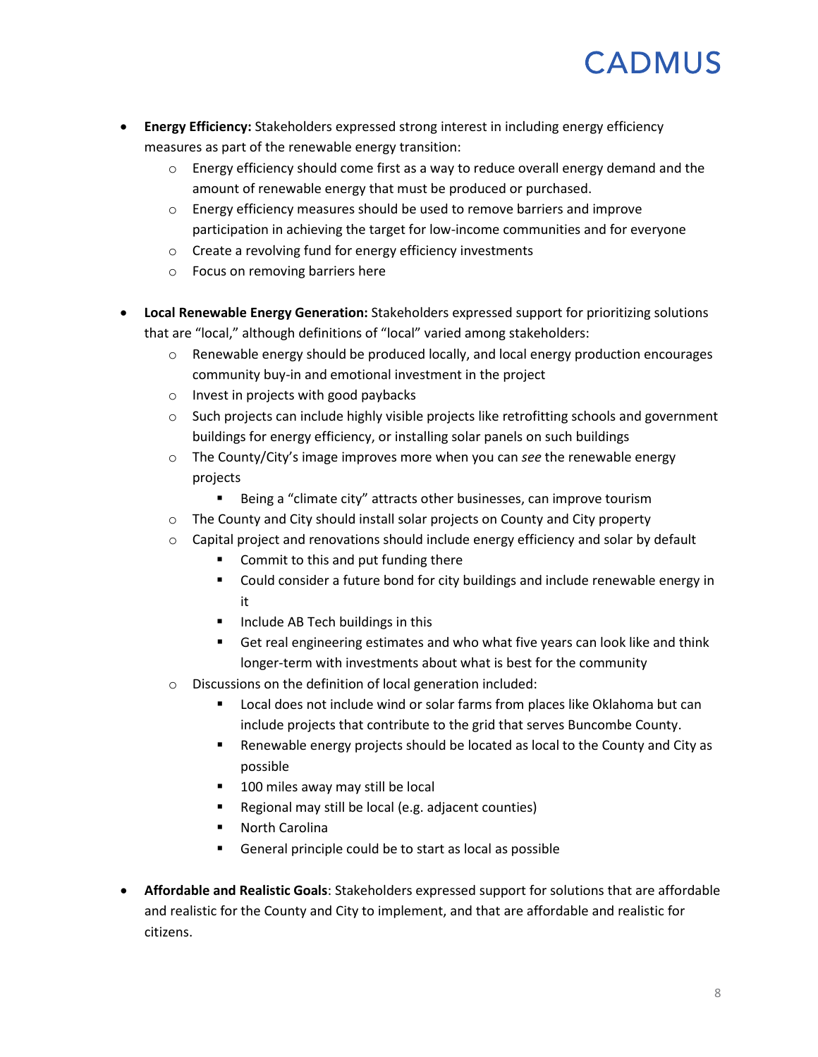- **Energy Efficiency:** Stakeholders expressed strong interest in including energy efficiency measures as part of the renewable energy transition:
    - Energy efficiency should come first as a way to reduce overall energy demand and the amount of renewable energy that must be produced or purchased.
    - Energy efficiency measures should be used to remove barriers and improve participation in achieving the target for low-income communities and for everyone
    - Create a revolving fund for energy efficiency investments
    - Focus on removing barriers here

- **Local Renewable Energy Generation:** Stakeholders expressed support for prioritizing solutions that are "local," although definitions of "local" varied among stakeholders:
    - Renewable energy should be produced locally, and local energy production encourages community buy-in and emotional investment in the project
    - Invest in projects with good paybacks
    - Such projects can include highly visible projects like retrofitting schools and government buildings for energy efficiency, or installing solar panels on such buildings
    - The County/City's image improves more when you can *see* the renewable energy projects
        - Being a "climate city" attracts other businesses, can improve tourism
    - The County and City should install solar projects on County and City property
    - Capital project and renovations should include energy efficiency and solar by default
        - Commit to this and put funding there
        - Could consider a future bond for city buildings and include renewable energy in it
        - Include AB Tech buildings in this
        - Get real engineering estimates and who what five years can look like and think longer-term with investments about what is best for the community
    - Discussions on the definition of local generation included:
        - Local does not include wind or solar farms from places like Oklahoma but can include projects that contribute to the grid that serves Buncombe County.
        - Renewable energy projects should be located as local to the County and City as possible
        - 100 miles away may still be local
        - Regional may still be local (e.g. adjacent counties)
        - North Carolina
        - General principle could be to start as local as possible

- **Affordable and Realistic Goals**: Stakeholders expressed support for solutions that are affordable and realistic for the County and City to implement, and that are affordable and realistic for citizens.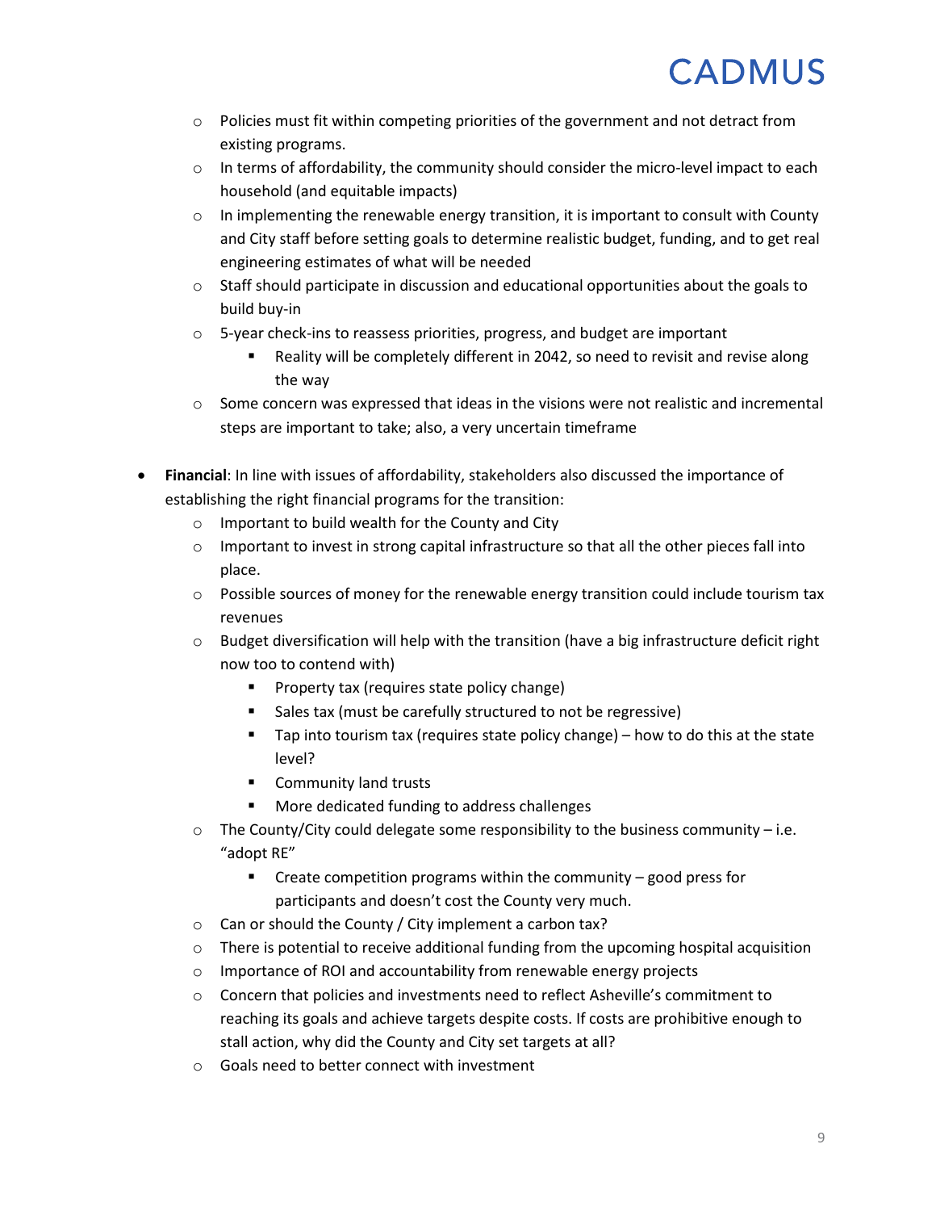- Policies must fit within competing priorities of the government and not detract from existing programs.
  - In terms of affordability, the community should consider the micro-level impact to each household (and equitable impacts)
  - In implementing the renewable energy transition, it is important to consult with County and City staff before setting goals to determine realistic budget, funding, and to get real engineering estimates of what will be needed
  - Staff should participate in discussion and educational opportunities about the goals to build buy-in
  - 5-year check-ins to reassess priorities, progress, and budget are important
    - Reality will be completely different in 2042, so need to revisit and revise along the way
  - Some concern was expressed that ideas in the visions were not realistic and incremental steps are important to take; also, a very uncertain timeframe

- **Financial**: In line with issues of affordability, stakeholders also discussed the importance of establishing the right financial programs for the transition:
  - Important to build wealth for the County and City
  - Important to invest in strong capital infrastructure so that all the other pieces fall into place.
  - Possible sources of money for the renewable energy transition could include tourism tax revenues
  - Budget diversification will help with the transition (have a big infrastructure deficit right now too to contend with)
    - Property tax (requires state policy change)
    - Sales tax (must be carefully structured to not be regressive)
    - Tap into tourism tax (requires state policy change) – how to do this at the state level?
    - Community land trusts
    - More dedicated funding to address challenges
  - The County/City could delegate some responsibility to the business community – i.e. "adopt RE"
    - Create competition programs within the community – good press for participants and doesn't cost the County very much.
  - Can or should the County / City implement a carbon tax?
  - There is potential to receive additional funding from the upcoming hospital acquisition
  - Importance of ROI and accountability from renewable energy projects
  - Concern that policies and investments need to reflect Asheville's commitment to reaching its goals and achieve targets despite costs. If costs are prohibitive enough to stall action, why did the County and City set targets at all?
  - Goals need to better connect with investment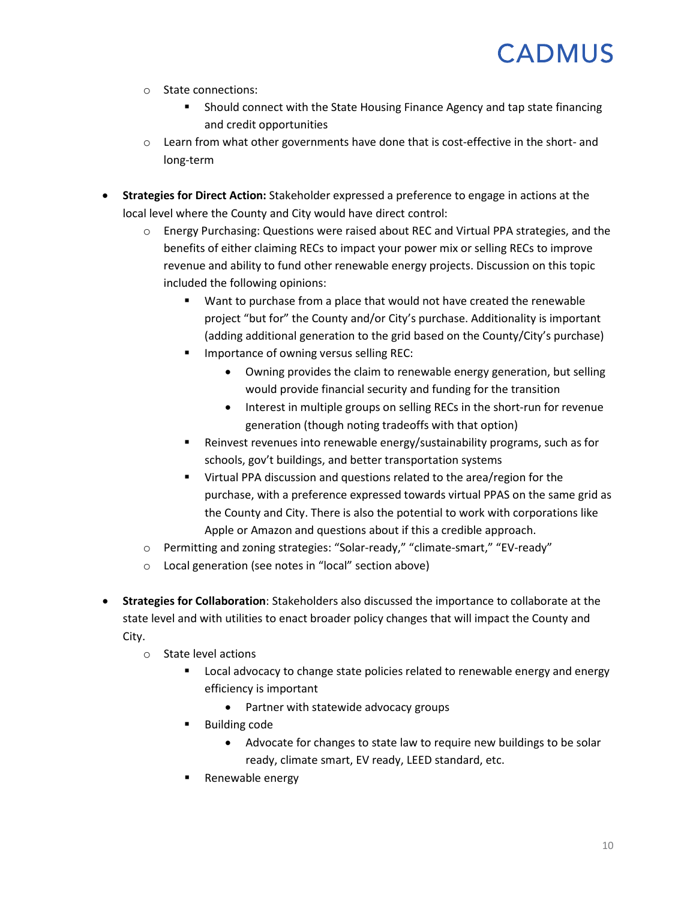- State connections:
  - Should connect with the State Housing Finance Agency and tap state financing and credit opportunities
- Learn from what other governments have done that is cost-effective in the short- and long-term

- **Strategies for Direct Action:** Stakeholder expressed a preference to engage in actions at the local level where the County and City would have direct control:
  - Energy Purchasing: Questions were raised about REC and Virtual PPA strategies, and the benefits of either claiming RECs to impact your power mix or selling RECs to improve revenue and ability to fund other renewable energy projects. Discussion on this topic included the following opinions:
    - Want to purchase from a place that would not have created the renewable project "but for" the County and/or City's purchase. Additionality is important (adding additional generation to the grid based on the County/City's purchase)
    - Importance of owning versus selling REC:
      - Owning provides the claim to renewable energy generation, but selling would provide financial security and funding for the transition
      - Interest in multiple groups on selling RECs in the short-run for revenue generation (though noting tradeoffs with that option)
    - Reinvest revenues into renewable energy/sustainability programs, such as for schools, gov't buildings, and better transportation systems
    - Virtual PPA discussion and questions related to the area/region for the purchase, with a preference expressed towards virtual PPAS on the same grid as the County and City. There is also the potential to work with corporations like Apple or Amazon and questions about if this a credible approach.
  - Permitting and zoning strategies: "Solar-ready," "climate-smart," "EV-ready"
  - Local generation (see notes in "local" section above)

- **Strategies for Collaboration**: Stakeholders also discussed the importance to collaborate at the state level and with utilities to enact broader policy changes that will impact the County and City.
  - State level actions
    - Local advocacy to change state policies related to renewable energy and energy efficiency is important
      - Partner with statewide advocacy groups
    - Building code
      - Advocate for changes to state law to require new buildings to be solar ready, climate smart, EV ready, LEED standard, etc.
    - Renewable energy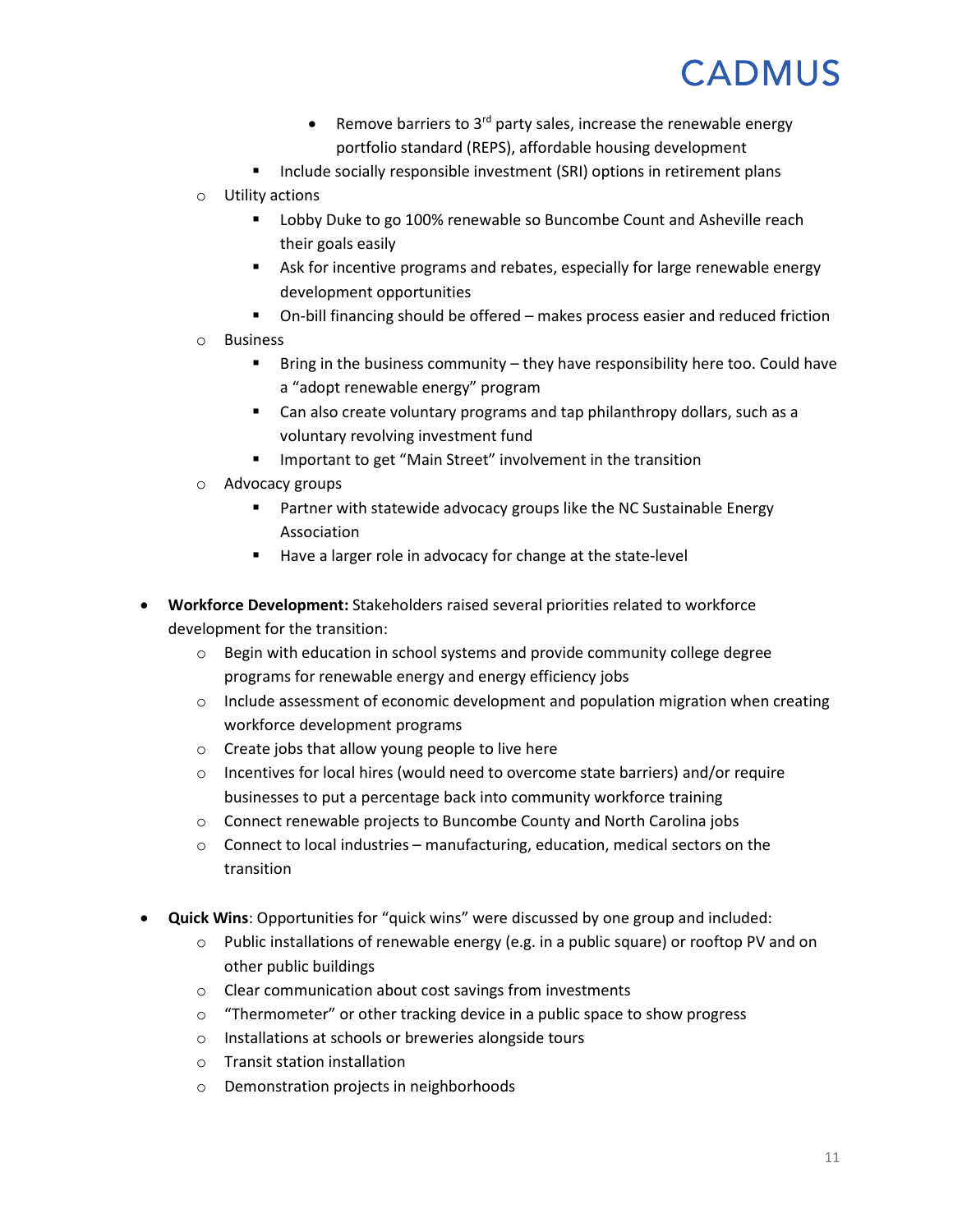- Remove barriers to 3rd party sales, increase the renewable energy portfolio standard (REPS), affordable housing development
        - Include socially responsible investment (SRI) options in retirement plans
    - Utility actions
        - Lobby Duke to go 100% renewable so Buncombe Count and Asheville reach their goals easily
        - Ask for incentive programs and rebates, especially for large renewable energy development opportunities
        - On-bill financing should be offered – makes process easier and reduced friction
    - Business
        - Bring in the business community – they have responsibility here too. Could have a "adopt renewable energy" program
        - Can also create voluntary programs and tap philanthropy dollars, such as a voluntary revolving investment fund
        - Important to get "Main Street" involvement in the transition
    - Advocacy groups
        - Partner with statewide advocacy groups like the NC Sustainable Energy Association
        - Have a larger role in advocacy for change at the state-level

- **Workforce Development:** Stakeholders raised several priorities related to workforce development for the transition:
    - Begin with education in school systems and provide community college degree programs for renewable energy and energy efficiency jobs
    - Include assessment of economic development and population migration when creating workforce development programs
    - Create jobs that allow young people to live here
    - Incentives for local hires (would need to overcome state barriers) and/or require businesses to put a percentage back into community workforce training
    - Connect renewable projects to Buncombe County and North Carolina jobs
    - Connect to local industries – manufacturing, education, medical sectors on the transition

- **Quick Wins**: Opportunities for "quick wins" were discussed by one group and included:
    - Public installations of renewable energy (e.g. in a public square) or rooftop PV and on other public buildings
    - Clear communication about cost savings from investments
    - "Thermometer" or other tracking device in a public space to show progress
    - Installations at schools or breweries alongside tours
    - Transit station installation
    - Demonstration projects in neighborhoods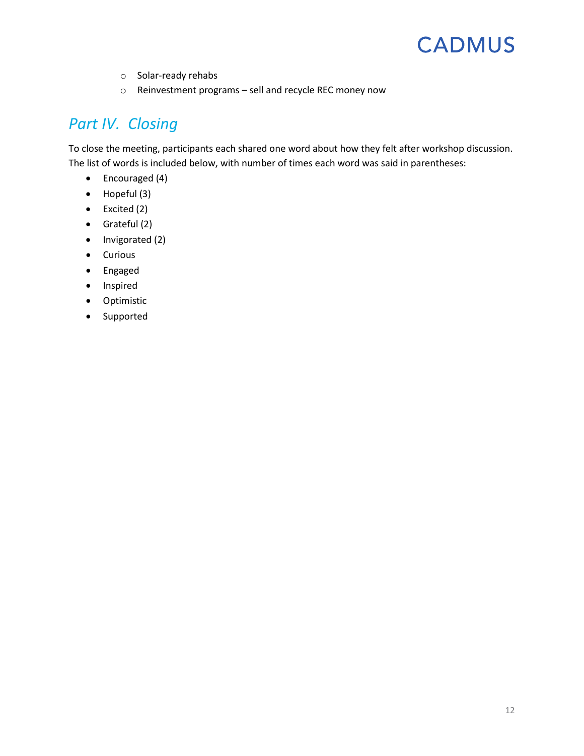- Solar-ready rehabs
  - Reinvestment programs – sell and recycle REC money now

## *Part IV. Closing*

To close the meeting, participants each shared one word about how they felt after workshop discussion. The list of words is included below, with number of times each word was said in parentheses:

- Encouraged (4)
- Hopeful (3)
- Excited (2)
- Grateful (2)
- Invigorated (2)
- Curious
- Engaged
- Inspired
- Optimistic
- Supported